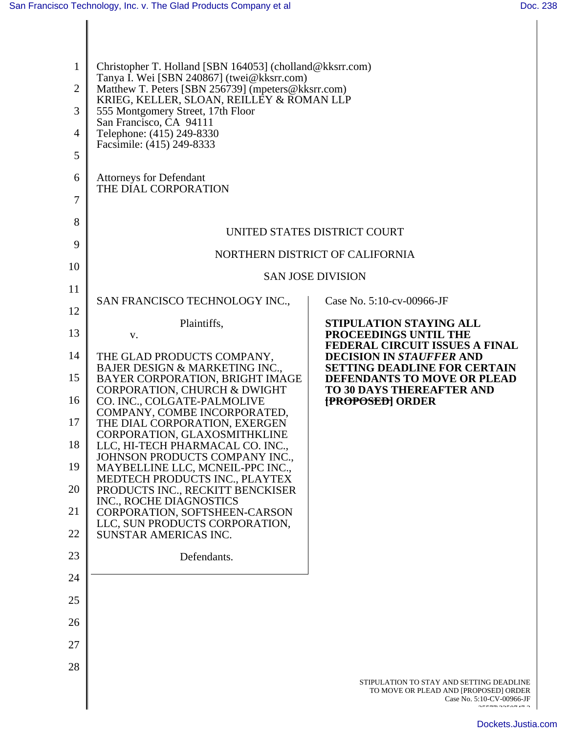Christopher T. Holland [SBN 164053] (cholland@kksrr.com)
Tanya I. Wei [SBN 240867] (twei@kksrr.com)
Matthew T. Peters [SBN 256739] (mpeters@kksrr.com)
KRIEG, KELLER, SLOAN, REILLEY & ROMAN LLP
555 Montgomery Street, 17th Floor
San Francisco, CA 94111
Telephone: (415) 249-8330
Facsimile: (415) 249-8333

Attorneys for Defendant
THE DIAL CORPORATION

UNITED STATES DISTRICT COURT

NORTHERN DISTRICT OF CALIFORNIA

SAN JOSE DIVISION

SAN FRANCISCO TECHNOLOGY INC.,

Plaintiffs,

v.

THE GLAD PRODUCTS COMPANY, BAJER DESIGN & MARKETING INC., BAYER CORPORATION, BRIGHT IMAGE CORPORATION, CHURCH & DWIGHT CO. INC., COLGATE-PALMOLIVE COMPANY, COMBE INCORPORATED, THE DIAL CORPORATION, EXERGEN CORPORATION, GLAXOSMITHKLINE LLC, HI-TECH PHARMACAL CO. INC., JOHNSON PRODUCTS COMPANY INC., MAYBELLINE LLC, MCNEIL-PPC INC., MEDTECH PRODUCTS INC., PLAYTEX PRODUCTS INC., RECKITT BENCKISER INC., ROCHE DIAGNOSTICS CORPORATION, SOFTSHEEN-CARSON LLC, SUN PRODUCTS CORPORATION, SUNSTAR AMERICAS INC.

Defendants.

Case No. 5:10-cv-00966-JF

**STIPULATION STAYING ALL PROCEEDINGS UNTIL THE FEDERAL CIRCUIT ISSUES A FINAL DECISION IN *STAUFFER* AND SETTING DEADLINE FOR CERTAIN DEFENDANTS TO MOVE OR PLEAD TO 30 DAYS THEREAFTER AND ~~[PROPOSED]~~ ORDER**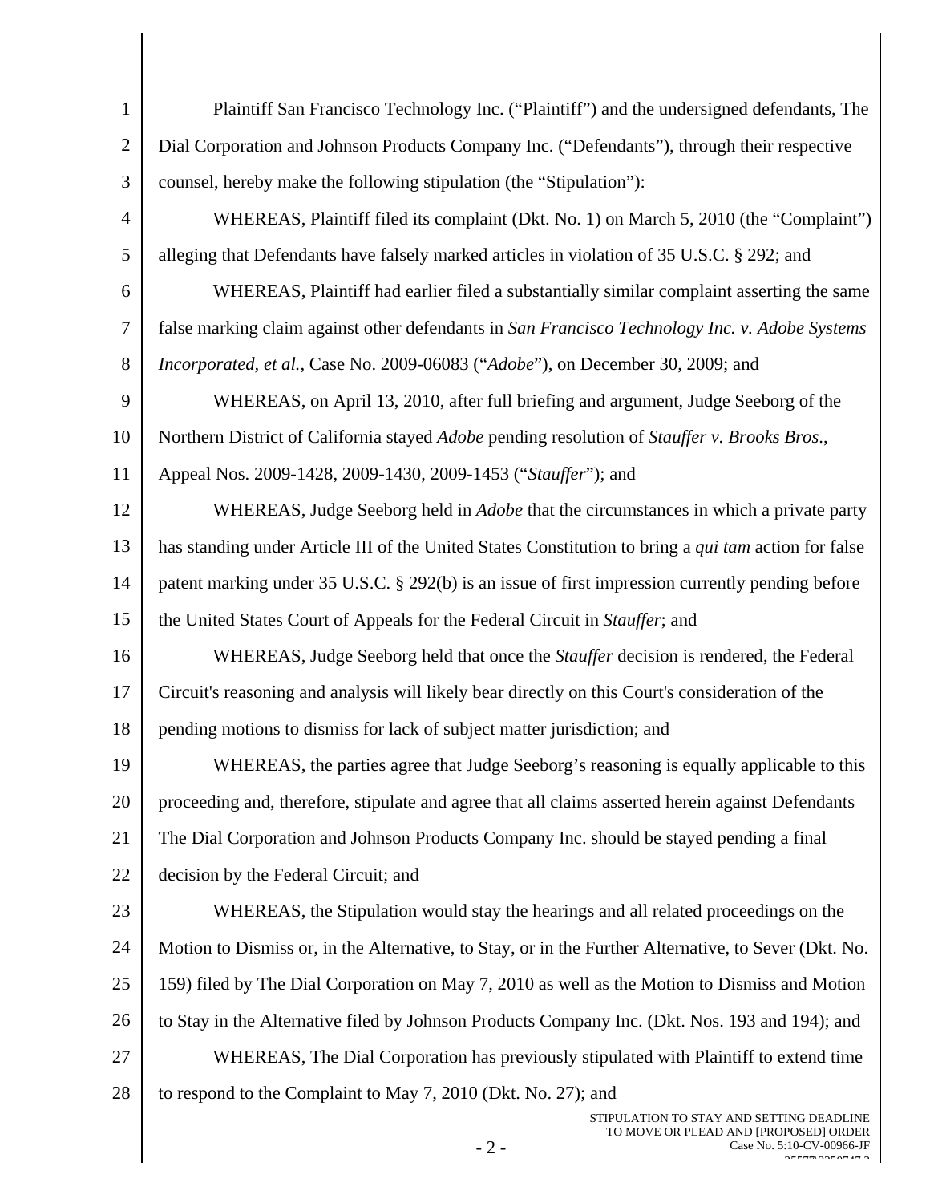Plaintiff San Francisco Technology Inc. ("Plaintiff") and the undersigned defendants, The Dial Corporation and Johnson Products Company Inc. ("Defendants"), through their respective counsel, hereby make the following stipulation (the "Stipulation"):

WHEREAS, Plaintiff filed its complaint (Dkt. No. 1) on March 5, 2010 (the "Complaint") alleging that Defendants have falsely marked articles in violation of 35 U.S.C. § 292; and

WHEREAS, Plaintiff had earlier filed a substantially similar complaint asserting the same false marking claim against other defendants in *San Francisco Technology Inc. v. Adobe Systems Incorporated, et al.*, Case No. 2009-06083 ("*Adobe*"), on December 30, 2009; and

WHEREAS, on April 13, 2010, after full briefing and argument, Judge Seeborg of the Northern District of California stayed *Adobe* pending resolution of *Stauffer v. Brooks Bros*., Appeal Nos. 2009-1428, 2009-1430, 2009-1453 ("*Stauffer*"); and

WHEREAS, Judge Seeborg held in *Adobe* that the circumstances in which a private party has standing under Article III of the United States Constitution to bring a *qui tam* action for false patent marking under 35 U.S.C. § 292(b) is an issue of first impression currently pending before the United States Court of Appeals for the Federal Circuit in *Stauffer*; and

WHEREAS, Judge Seeborg held that once the *Stauffer* decision is rendered, the Federal Circuit's reasoning and analysis will likely bear directly on this Court's consideration of the pending motions to dismiss for lack of subject matter jurisdiction; and

WHEREAS, the parties agree that Judge Seeborg's reasoning is equally applicable to this proceeding and, therefore, stipulate and agree that all claims asserted herein against Defendants The Dial Corporation and Johnson Products Company Inc. should be stayed pending a final decision by the Federal Circuit; and

WHEREAS, the Stipulation would stay the hearings and all related proceedings on the Motion to Dismiss or, in the Alternative, to Stay, or in the Further Alternative, to Sever (Dkt. No. 159) filed by The Dial Corporation on May 7, 2010 as well as the Motion to Dismiss and Motion to Stay in the Alternative filed by Johnson Products Company Inc. (Dkt. Nos. 193 and 194); and

WHEREAS, The Dial Corporation has previously stipulated with Plaintiff to extend time to respond to the Complaint to May 7, 2010 (Dkt. No. 27); and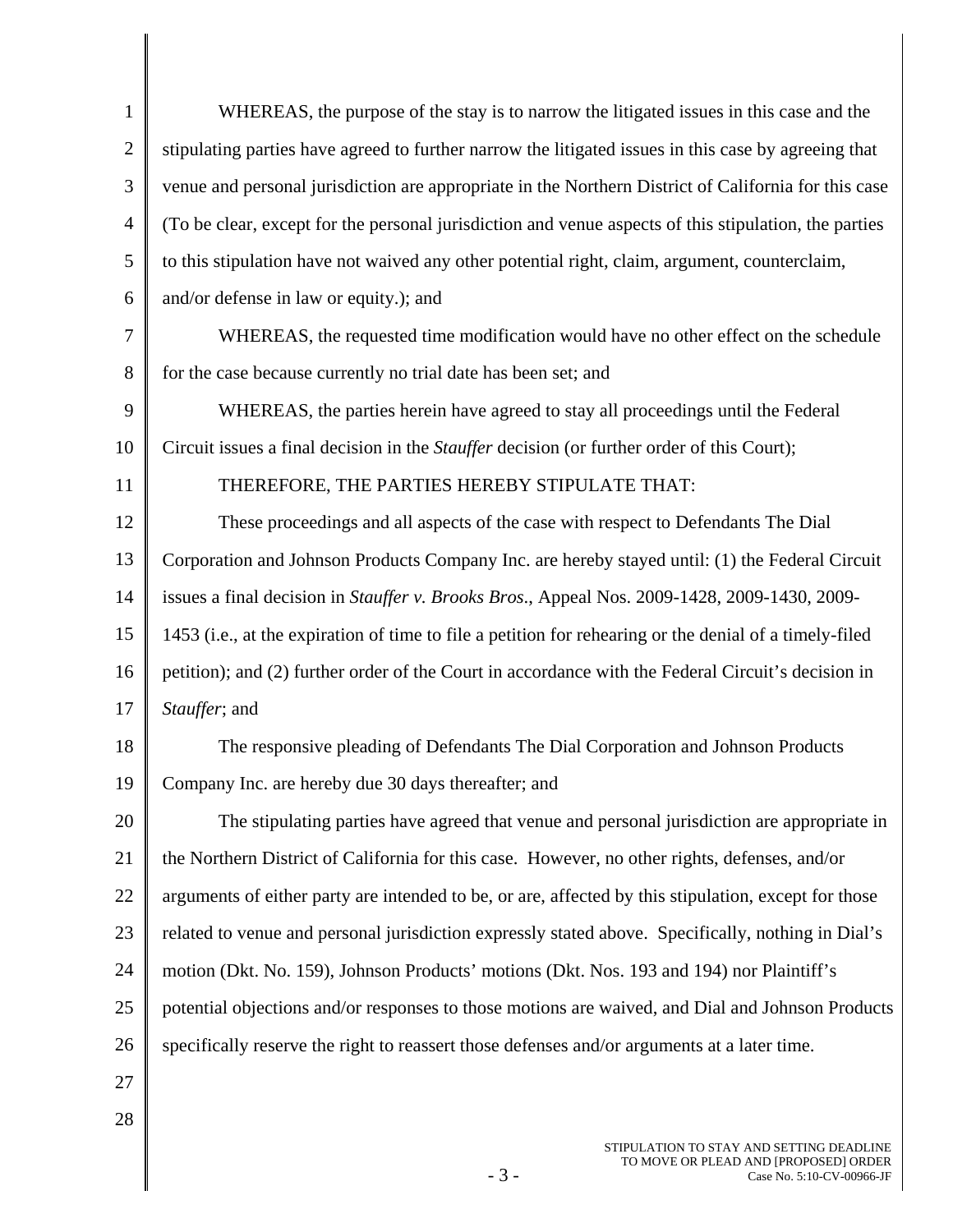WHEREAS, the purpose of the stay is to narrow the litigated issues in this case and the stipulating parties have agreed to further narrow the litigated issues in this case by agreeing that venue and personal jurisdiction are appropriate in the Northern District of California for this case (To be clear, except for the personal jurisdiction and venue aspects of this stipulation, the parties to this stipulation have not waived any other potential right, claim, argument, counterclaim, and/or defense in law or equity.); and

WHEREAS, the requested time modification would have no other effect on the schedule for the case because currently no trial date has been set; and

WHEREAS, the parties herein have agreed to stay all proceedings until the Federal Circuit issues a final decision in the *Stauffer* decision (or further order of this Court);

THEREFORE, THE PARTIES HEREBY STIPULATE THAT:

These proceedings and all aspects of the case with respect to Defendants The Dial Corporation and Johnson Products Company Inc. are hereby stayed until: (1) the Federal Circuit issues a final decision in *Stauffer v. Brooks Bros.*, Appeal Nos. 2009-1428, 2009-1430, 2009-1453 (i.e., at the expiration of time to file a petition for rehearing or the denial of a timely-filed petition); and (2) further order of the Court in accordance with the Federal Circuit's decision in *Stauffer*; and

The responsive pleading of Defendants The Dial Corporation and Johnson Products Company Inc. are hereby due 30 days thereafter; and

The stipulating parties have agreed that venue and personal jurisdiction are appropriate in the Northern District of California for this case. However, no other rights, defenses, and/or arguments of either party are intended to be, or are, affected by this stipulation, except for those related to venue and personal jurisdiction expressly stated above. Specifically, nothing in Dial's motion (Dkt. No. 159), Johnson Products' motions (Dkt. Nos. 193 and 194) nor Plaintiff's potential objections and/or responses to those motions are waived, and Dial and Johnson Products specifically reserve the right to reassert those defenses and/or arguments at a later time.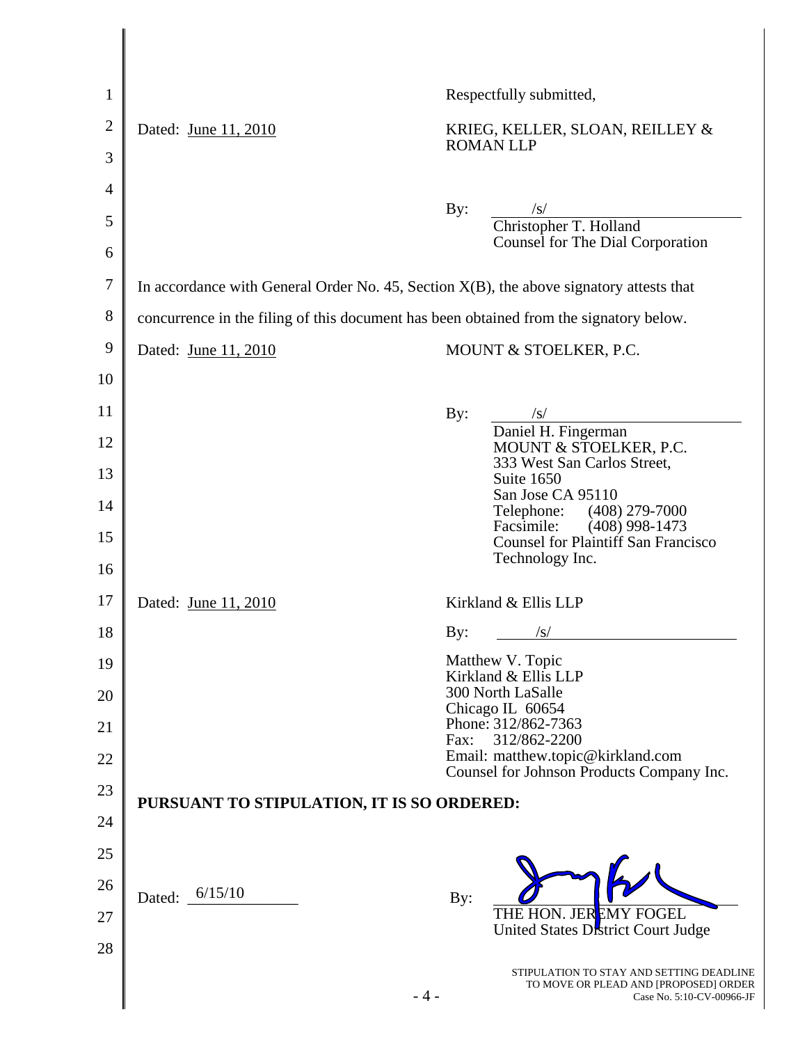Respectfully submitted,

Dated: June 11, 2010

KRIEG, KELLER, SLOAN, REILLEY & ROMAN LLP

By: /s/
Christopher T. Holland
Counsel for The Dial Corporation

In accordance with General Order No. 45, Section X(B), the above signatory attests that concurrence in the filing of this document has been obtained from the signatory below.

Dated: June 11, 2010

MOUNT & STOELKER, P.C.

By: /s/
Daniel H. Fingerman
MOUNT & STOELKER, P.C.
333 West San Carlos Street,
Suite 1650
San Jose CA 95110
Telephone: (408) 279-7000
Facsimile: (408) 998-1473
Counsel for Plaintiff San Francisco Technology Inc.

Dated: June 11, 2010

Kirkland & Ellis LLP

By: /s/

Matthew V. Topic
Kirkland & Ellis LLP
300 North LaSalle
Chicago IL 60654
Phone: 312/862-7363
Fax: 312/862-2200
Email: matthew.topic@kirkland.com
Counsel for Johnson Products Company Inc.

**PURSUANT TO STIPULATION, IT IS SO ORDERED:**

Dated: 6/15/10

By:
THE HON. JEREMY FOGEL
United States District Court Judge

STIPULATION TO STAY AND SETTING DEADLINE TO MOVE OR PLEAD AND [PROPOSED] ORDER
Case No. 5:10-CV-00966-JF